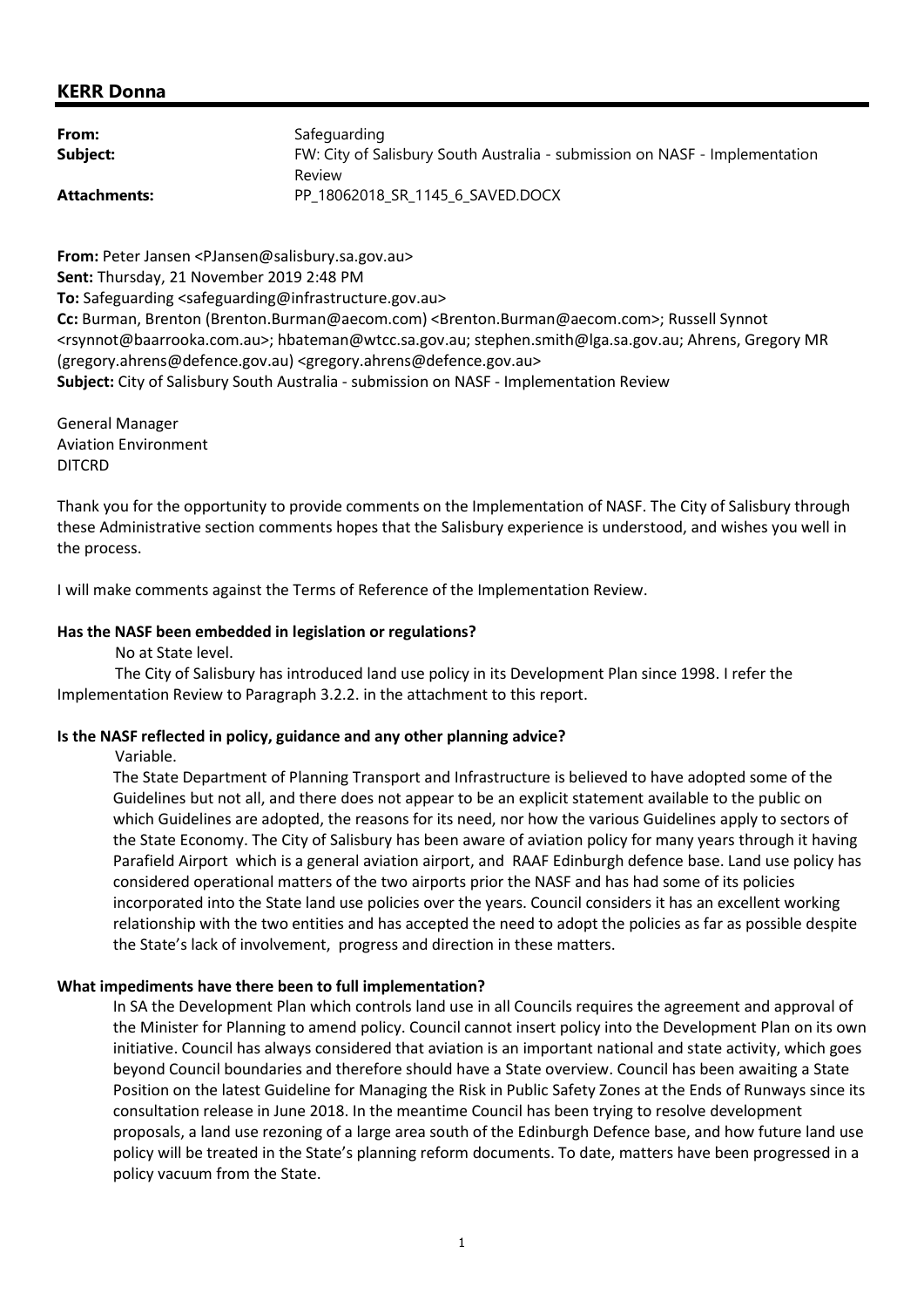## KERR Donna

**From:** Safeguarding
**Subject:** FW: City of Salisbury South Australia - submission on NASF - Implementation Review
**Attachments:** PP_18062018_SR_1145_6_SAVED.DOCX

**From:** Peter Jansen <PJansen@salisbury.sa.gov.au>
**Sent:** Thursday, 21 November 2019 2:48 PM
**To:** Safeguarding <safeguarding@infrastructure.gov.au>
**Cc:** Burman, Brenton (Brenton.Burman@aecom.com) <Brenton.Burman@aecom.com>; Russell Synnot <rsynnot@baarrooka.com.au>; hbateman@wtcc.sa.gov.au; stephen.smith@lga.sa.gov.au; Ahrens, Gregory MR (gregory.ahrens@defence.gov.au) <gregory.ahrens@defence.gov.au>
**Subject:** City of Salisbury South Australia - submission on NASF - Implementation Review

General Manager
Aviation Environment
DITCRD

Thank you for the opportunity to provide comments on the Implementation of NASF. The City of Salisbury through these Administrative section comments hopes that the Salisbury experience is understood, and wishes you well in the process.

I will make comments against the Terms of Reference of the Implementation Review.

**Has the NASF been embedded in legislation or regulations?**

No at State level.

The City of Salisbury has introduced land use policy in its Development Plan since 1998. I refer the Implementation Review to Paragraph 3.2.2. in the attachment to this report.

**Is the NASF reflected in policy, guidance and any other planning advice?**

Variable.

The State Department of Planning Transport and Infrastructure is believed to have adopted some of the Guidelines but not all, and there does not appear to be an explicit statement available to the public on which Guidelines are adopted, the reasons for its need, nor how the various Guidelines apply to sectors of the State Economy. The City of Salisbury has been aware of aviation policy for many years through it having Parafield Airport which is a general aviation airport, and RAAF Edinburgh defence base. Land use policy has considered operational matters of the two airports prior the NASF and has had some of its policies incorporated into the State land use policies over the years. Council considers it has an excellent working relationship with the two entities and has accepted the need to adopt the policies as far as possible despite the State's lack of involvement, progress and direction in these matters.

**What impediments have there been to full implementation?**

In SA the Development Plan which controls land use in all Councils requires the agreement and approval of the Minister for Planning to amend policy. Council cannot insert policy into the Development Plan on its own initiative. Council has always considered that aviation is an important national and state activity, which goes beyond Council boundaries and therefore should have a State overview. Council has been awaiting a State Position on the latest Guideline for Managing the Risk in Public Safety Zones at the Ends of Runways since its consultation release in June 2018. In the meantime Council has been trying to resolve development proposals, a land use rezoning of a large area south of the Edinburgh Defence base, and how future land use policy will be treated in the State's planning reform documents. To date, matters have been progressed in a policy vacuum from the State.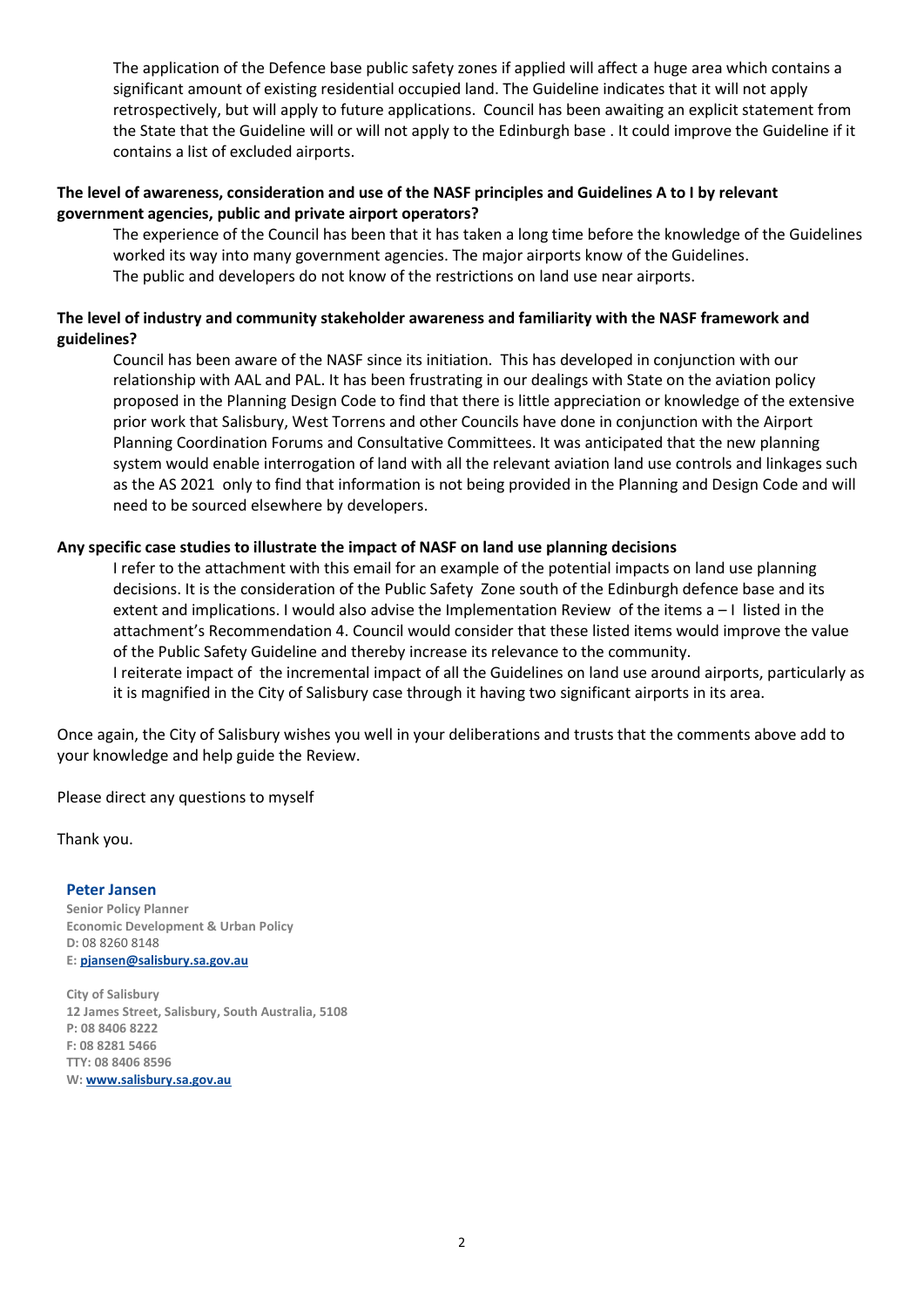The application of the Defence base public safety zones if applied will affect a huge area which contains a significant amount of existing residential occupied land. The Guideline indicates that it will not apply retrospectively, but will apply to future applications. Council has been awaiting an explicit statement from the State that the Guideline will or will not apply to the Edinburgh base . It could improve the Guideline if it contains a list of excluded airports.

**The level of awareness, consideration and use of the NASF principles and Guidelines A to I by relevant government agencies, public and private airport operators?**

The experience of the Council has been that it has taken a long time before the knowledge of the Guidelines worked its way into many government agencies. The major airports know of the Guidelines.
The public and developers do not know of the restrictions on land use near airports.

**The level of industry and community stakeholder awareness and familiarity with the NASF framework and guidelines?**

Council has been aware of the NASF since its initiation. This has developed in conjunction with our relationship with AAL and PAL. It has been frustrating in our dealings with State on the aviation policy proposed in the Planning Design Code to find that there is little appreciation or knowledge of the extensive prior work that Salisbury, West Torrens and other Councils have done in conjunction with the Airport Planning Coordination Forums and Consultative Committees. It was anticipated that the new planning system would enable interrogation of land with all the relevant aviation land use controls and linkages such as the AS 2021 only to find that information is not being provided in the Planning and Design Code and will need to be sourced elsewhere by developers.

**Any specific case studies to illustrate the impact of NASF on land use planning decisions**

I refer to the attachment with this email for an example of the potential impacts on land use planning decisions. It is the consideration of the Public Safety Zone south of the Edinburgh defence base and its extent and implications. I would also advise the Implementation Review of the items a – I listed in the attachment's Recommendation 4. Council would consider that these listed items would improve the value of the Public Safety Guideline and thereby increase its relevance to the community.
I reiterate impact of the incremental impact of all the Guidelines on land use around airports, particularly as it is magnified in the City of Salisbury case through it having two significant airports in its area.

Once again, the City of Salisbury wishes you well in your deliberations and trusts that the comments above add to your knowledge and help guide the Review.

Please direct any questions to myself

Thank you.

**Peter Jansen**
**Senior Policy Planner**
**Economic Development & Urban Policy**
**D:** 08 8260 8148
**E:** pjansen@salisbury.sa.gov.au

**City of Salisbury**
**12 James Street, Salisbury, South Australia, 5108**
**P: 08 8406 8222**
**F: 08 8281 5466**
**TTY: 08 8406 8596**
**W:** www.salisbury.sa.gov.au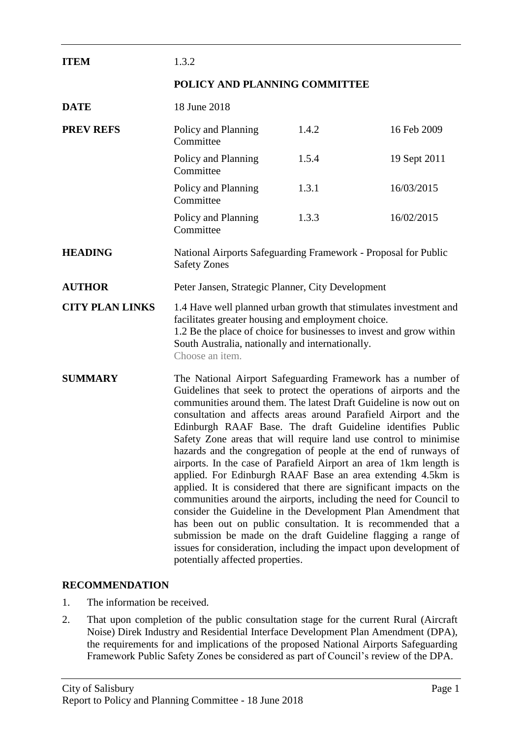| | | | |
|---|---|---|---|
| **ITEM** | 1.3.2 | | |
| | **POLICY AND PLANNING COMMITTEE** | | |
| **DATE** | 18 June 2018 | | |
| **PREV REFS** | Policy and Planning Committee | 1.4.2 | 16 Feb 2009 |
| | Policy and Planning Committee | 1.5.4 | 19 Sept 2011 |
| | Policy and Planning Committee | 1.3.1 | 16/03/2015 |
| | Policy and Planning Committee | 1.3.3 | 16/02/2015 |
| **HEADING** | National Airports Safeguarding Framework - Proposal for Public Safety Zones | | |
| **AUTHOR** | Peter Jansen, Strategic Planner, City Development | | |
| **CITY PLAN LINKS** | 1.4 Have well planned urban growth that stimulates investment and facilitates greater housing and employment choice.<br>1.2 Be the place of choice for businesses to invest and grow within South Australia, nationally and internationally.<br>Choose an item. | | |
| **SUMMARY** | The National Airport Safeguarding Framework has a number of Guidelines that seek to protect the operations of airports and the communities around them. The latest Draft Guideline is now out on consultation and affects areas around Parafield Airport and the Edinburgh RAAF Base. The draft Guideline identifies Public Safety Zone areas that will require land use control to minimise hazards and the congregation of people at the end of runways of airports. In the case of Parafield Airport an area of 1km length is applied. For Edinburgh RAAF Base an area extending 4.5km is applied. It is considered that there are significant impacts on the communities around the airports, including the need for Council to consider the Guideline in the Development Plan Amendment that has been out on public consultation. It is recommended that a submission be made on the draft Guideline flagging a range of issues for consideration, including the impact upon development of potentially affected properties. | | |

## RECOMMENDATION

1. The information be received.
2. That upon completion of the public consultation stage for the current Rural (Aircraft Noise) Direk Industry and Residential Interface Development Plan Amendment (DPA), the requirements for and implications of the proposed National Airports Safeguarding Framework Public Safety Zones be considered as part of Council's review of the DPA.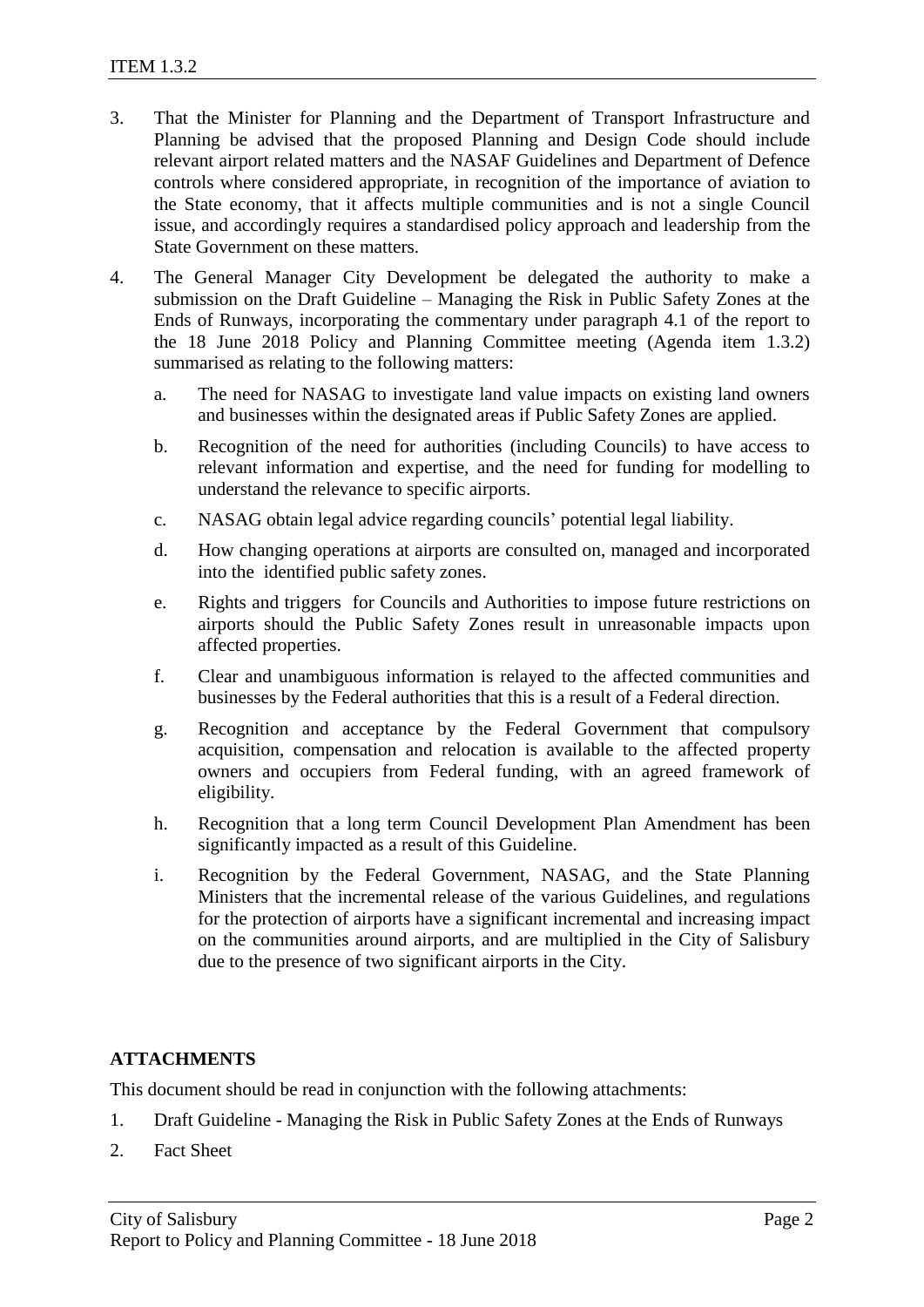3. That the Minister for Planning and the Department of Transport Infrastructure and Planning be advised that the proposed Planning and Design Code should include relevant airport related matters and the NASAF Guidelines and Department of Defence controls where considered appropriate, in recognition of the importance of aviation to the State economy, that it affects multiple communities and is not a single Council issue, and accordingly requires a standardised policy approach and leadership from the State Government on these matters.

4. The General Manager City Development be delegated the authority to make a submission on the Draft Guideline – Managing the Risk in Public Safety Zones at the Ends of Runways, incorporating the commentary under paragraph 4.1 of the report to the 18 June 2018 Policy and Planning Committee meeting (Agenda item 1.3.2) summarised as relating to the following matters:

   a. The need for NASAG to investigate land value impacts on existing land owners and businesses within the designated areas if Public Safety Zones are applied.

   b. Recognition of the need for authorities (including Councils) to have access to relevant information and expertise, and the need for funding for modelling to understand the relevance to specific airports.

   c. NASAG obtain legal advice regarding councils' potential legal liability.

   d. How changing operations at airports are consulted on, managed and incorporated into the identified public safety zones.

   e. Rights and triggers for Councils and Authorities to impose future restrictions on airports should the Public Safety Zones result in unreasonable impacts upon affected properties.

   f. Clear and unambiguous information is relayed to the affected communities and businesses by the Federal authorities that this is a result of a Federal direction.

   g. Recognition and acceptance by the Federal Government that compulsory acquisition, compensation and relocation is available to the affected property owners and occupiers from Federal funding, with an agreed framework of eligibility.

   h. Recognition that a long term Council Development Plan Amendment has been significantly impacted as a result of this Guideline.

   i. Recognition by the Federal Government, NASAG, and the State Planning Ministers that the incremental release of the various Guidelines, and regulations for the protection of airports have a significant incremental and increasing impact on the communities around airports, and are multiplied in the City of Salisbury due to the presence of two significant airports in the City.

## ATTACHMENTS

This document should be read in conjunction with the following attachments:

1. Draft Guideline - Managing the Risk in Public Safety Zones at the Ends of Runways
2. Fact Sheet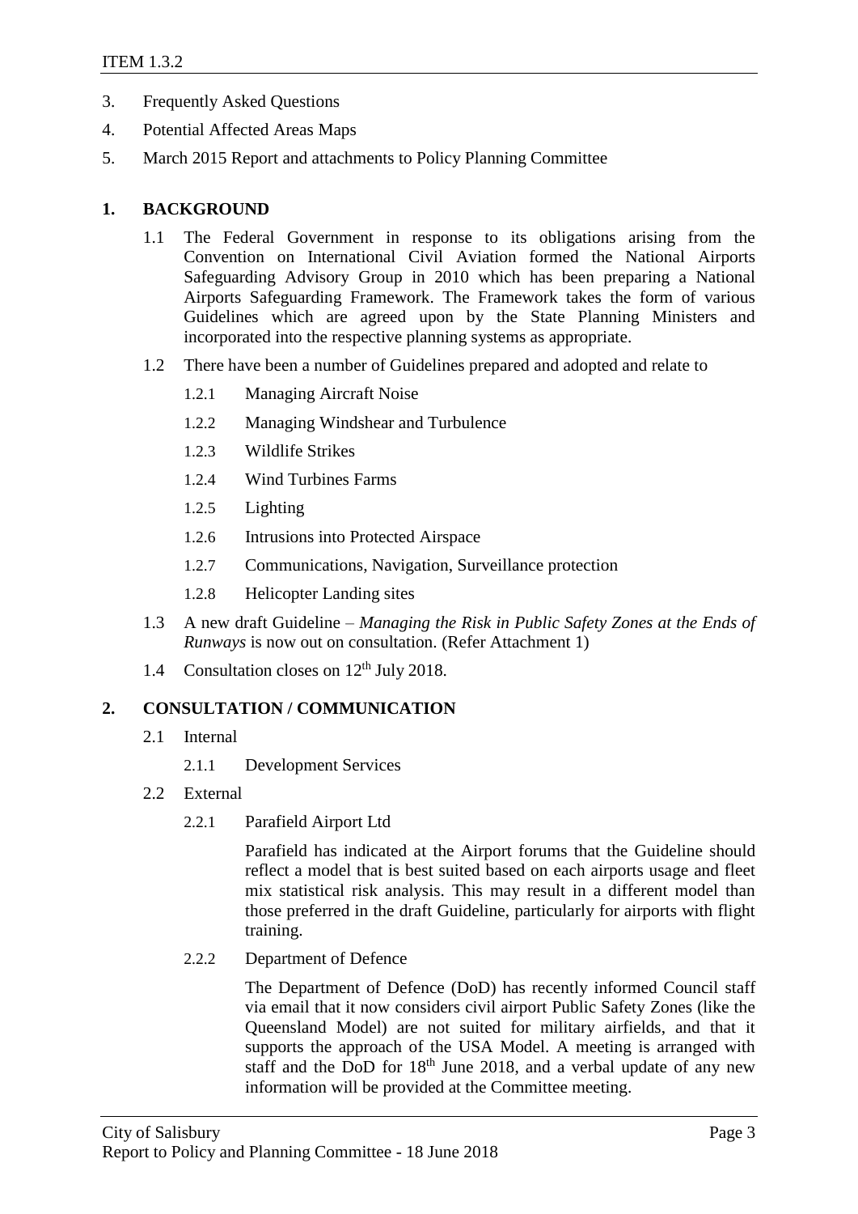3. Frequently Asked Questions
4. Potential Affected Areas Maps
5. March 2015 Report and attachments to Policy Planning Committee

## 1. BACKGROUND

1.1 The Federal Government in response to its obligations arising from the Convention on International Civil Aviation formed the National Airports Safeguarding Advisory Group in 2010 which has been preparing a National Airports Safeguarding Framework. The Framework takes the form of various Guidelines which are agreed upon by the State Planning Ministers and incorporated into the respective planning systems as appropriate.

1.2 There have been a number of Guidelines prepared and adopted and relate to

- 1.2.1 Managing Aircraft Noise
- 1.2.2 Managing Windshear and Turbulence
- 1.2.3 Wildlife Strikes
- 1.2.4 Wind Turbines Farms
- 1.2.5 Lighting
- 1.2.6 Intrusions into Protected Airspace
- 1.2.7 Communications, Navigation, Surveillance protection
- 1.2.8 Helicopter Landing sites

1.3 A new draft Guideline – *Managing the Risk in Public Safety Zones at the Ends of Runways* is now out on consultation. (Refer Attachment 1)

1.4 Consultation closes on 12th July 2018.

## 2. CONSULTATION / COMMUNICATION

2.1 Internal

- 2.1.1 Development Services

2.2 External

- 2.2.1 Parafield Airport Ltd

  Parafield has indicated at the Airport forums that the Guideline should reflect a model that is best suited based on each airports usage and fleet mix statistical risk analysis. This may result in a different model than those preferred in the draft Guideline, particularly for airports with flight training.

- 2.2.2 Department of Defence

  The Department of Defence (DoD) has recently informed Council staff via email that it now considers civil airport Public Safety Zones (like the Queensland Model) are not suited for military airfields, and that it supports the approach of the USA Model. A meeting is arranged with staff and the DoD for 18th June 2018, and a verbal update of any new information will be provided at the Committee meeting.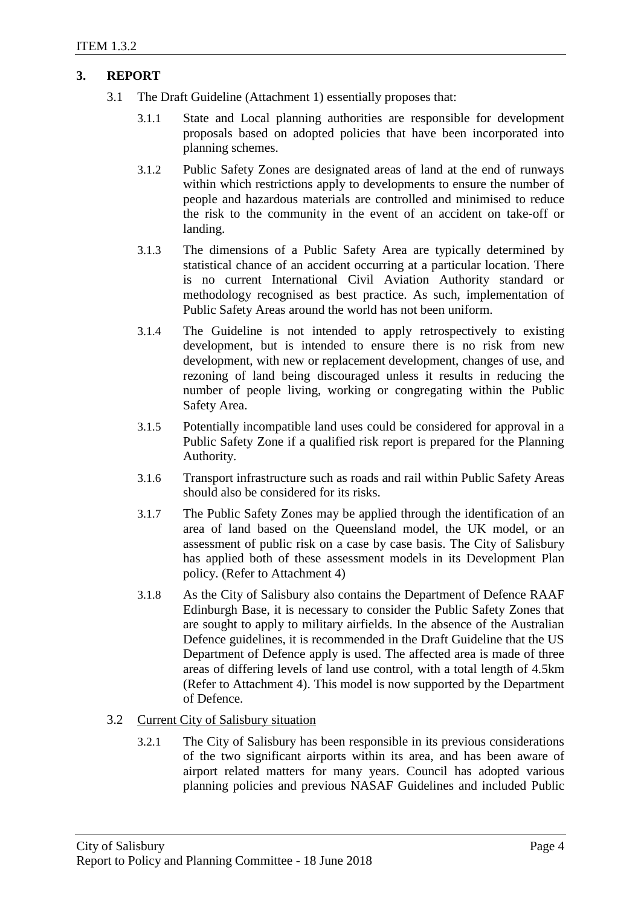## 3. REPORT

3.1 The Draft Guideline (Attachment 1) essentially proposes that:

3.1.1 State and Local planning authorities are responsible for development proposals based on adopted policies that have been incorporated into planning schemes.

3.1.2 Public Safety Zones are designated areas of land at the end of runways within which restrictions apply to developments to ensure the number of people and hazardous materials are controlled and minimised to reduce the risk to the community in the event of an accident on take-off or landing.

3.1.3 The dimensions of a Public Safety Area are typically determined by statistical chance of an accident occurring at a particular location. There is no current International Civil Aviation Authority standard or methodology recognised as best practice. As such, implementation of Public Safety Areas around the world has not been uniform.

3.1.4 The Guideline is not intended to apply retrospectively to existing development, but is intended to ensure there is no risk from new development, with new or replacement development, changes of use, and rezoning of land being discouraged unless it results in reducing the number of people living, working or congregating within the Public Safety Area.

3.1.5 Potentially incompatible land uses could be considered for approval in a Public Safety Zone if a qualified risk report is prepared for the Planning Authority.

3.1.6 Transport infrastructure such as roads and rail within Public Safety Areas should also be considered for its risks.

3.1.7 The Public Safety Zones may be applied through the identification of an area of land based on the Queensland model, the UK model, or an assessment of public risk on a case by case basis. The City of Salisbury has applied both of these assessment models in its Development Plan policy. (Refer to Attachment 4)

3.1.8 As the City of Salisbury also contains the Department of Defence RAAF Edinburgh Base, it is necessary to consider the Public Safety Zones that are sought to apply to military airfields. In the absence of the Australian Defence guidelines, it is recommended in the Draft Guideline that the US Department of Defence apply is used. The affected area is made of three areas of differing levels of land use control, with a total length of 4.5km (Refer to Attachment 4). This model is now supported by the Department of Defence.

3.2 Current City of Salisbury situation

3.2.1 The City of Salisbury has been responsible in its previous considerations of the two significant airports within its area, and has been aware of airport related matters for many years. Council has adopted various planning policies and previous NASAF Guidelines and included Public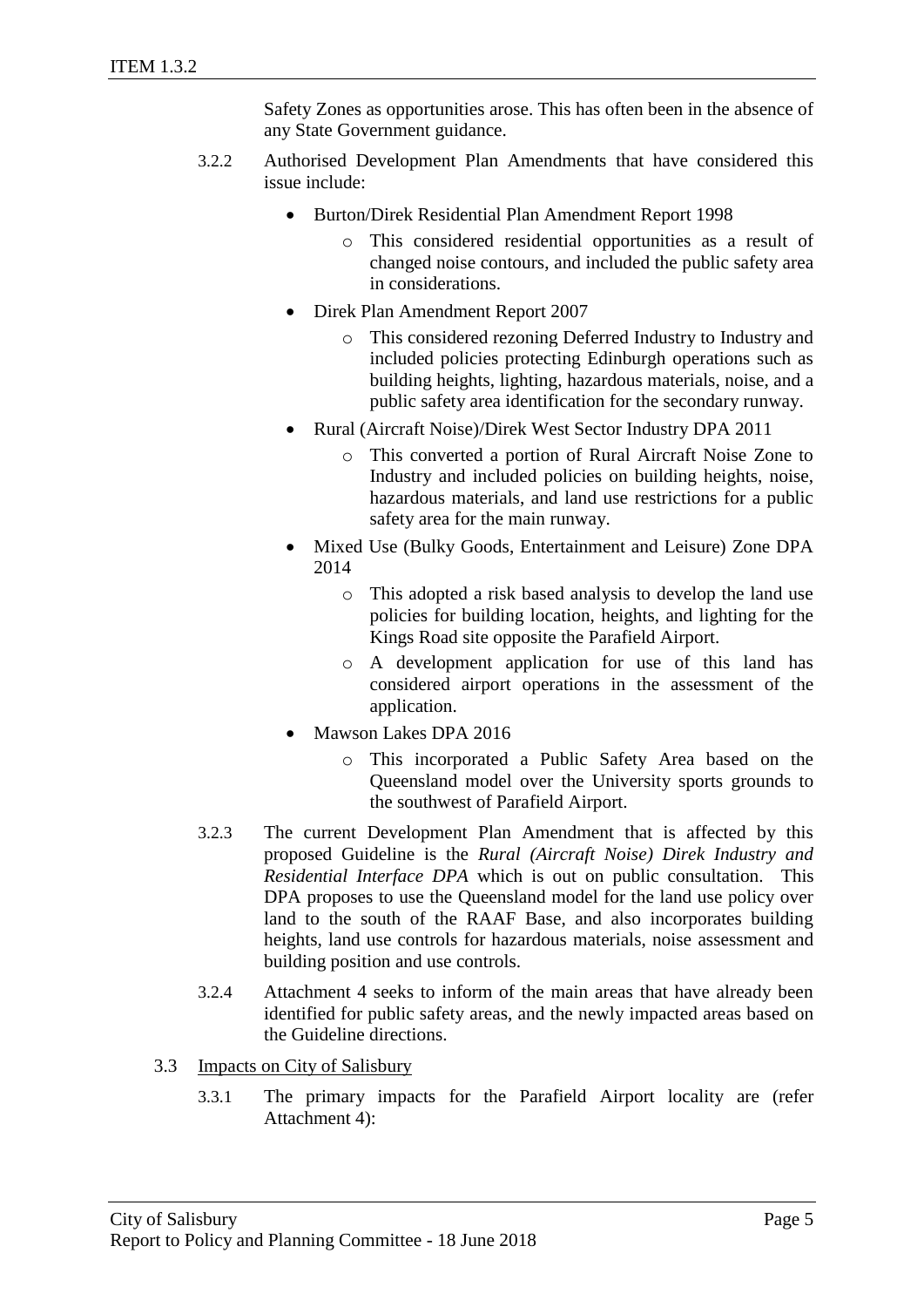Safety Zones as opportunities arose. This has often been in the absence of any State Government guidance.

3.2.2 Authorised Development Plan Amendments that have considered this issue include:

- Burton/Direk Residential Plan Amendment Report 1998
  - This considered residential opportunities as a result of changed noise contours, and included the public safety area in considerations.
- Direk Plan Amendment Report 2007
  - This considered rezoning Deferred Industry to Industry and included policies protecting Edinburgh operations such as building heights, lighting, hazardous materials, noise, and a public safety area identification for the secondary runway.
- Rural (Aircraft Noise)/Direk West Sector Industry DPA 2011
  - This converted a portion of Rural Aircraft Noise Zone to Industry and included policies on building heights, noise, hazardous materials, and land use restrictions for a public safety area for the main runway.
- Mixed Use (Bulky Goods, Entertainment and Leisure) Zone DPA 2014
  - This adopted a risk based analysis to develop the land use policies for building location, heights, and lighting for the Kings Road site opposite the Parafield Airport.
  - A development application for use of this land has considered airport operations in the assessment of the application.
- Mawson Lakes DPA 2016
  - This incorporated a Public Safety Area based on the Queensland model over the University sports grounds to the southwest of Parafield Airport.

3.2.3 The current Development Plan Amendment that is affected by this proposed Guideline is the *Rural (Aircraft Noise) Direk Industry and Residential Interface DPA* which is out on public consultation. This DPA proposes to use the Queensland model for the land use policy over land to the south of the RAAF Base, and also incorporates building heights, land use controls for hazardous materials, noise assessment and building position and use controls.

3.2.4 Attachment 4 seeks to inform of the main areas that have already been identified for public safety areas, and the newly impacted areas based on the Guideline directions.

3.3 Impacts on City of Salisbury

3.3.1 The primary impacts for the Parafield Airport locality are (refer Attachment 4):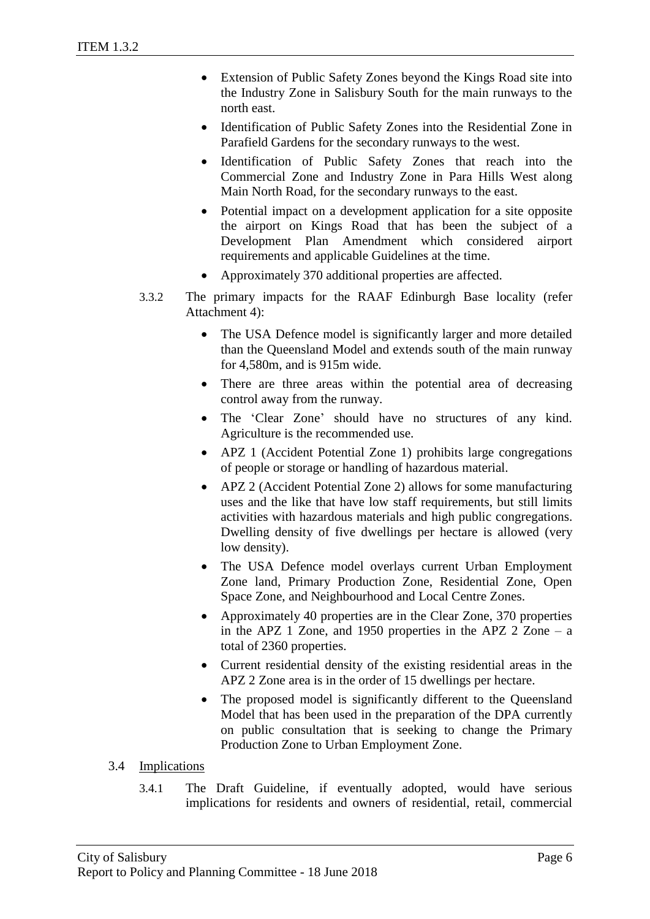- Extension of Public Safety Zones beyond the Kings Road site into the Industry Zone in Salisbury South for the main runways to the north east.
- Identification of Public Safety Zones into the Residential Zone in Parafield Gardens for the secondary runways to the west.
- Identification of Public Safety Zones that reach into the Commercial Zone and Industry Zone in Para Hills West along Main North Road, for the secondary runways to the east.
- Potential impact on a development application for a site opposite the airport on Kings Road that has been the subject of a Development Plan Amendment which considered airport requirements and applicable Guidelines at the time.
- Approximately 370 additional properties are affected.

3.3.2 The primary impacts for the RAAF Edinburgh Base locality (refer Attachment 4):

- The USA Defence model is significantly larger and more detailed than the Queensland Model and extends south of the main runway for 4,580m, and is 915m wide.
- There are three areas within the potential area of decreasing control away from the runway.
- The 'Clear Zone' should have no structures of any kind. Agriculture is the recommended use.
- APZ 1 (Accident Potential Zone 1) prohibits large congregations of people or storage or handling of hazardous material.
- APZ 2 (Accident Potential Zone 2) allows for some manufacturing uses and the like that have low staff requirements, but still limits activities with hazardous materials and high public congregations. Dwelling density of five dwellings per hectare is allowed (very low density).
- The USA Defence model overlays current Urban Employment Zone land, Primary Production Zone, Residential Zone, Open Space Zone, and Neighbourhood and Local Centre Zones.
- Approximately 40 properties are in the Clear Zone, 370 properties in the APZ 1 Zone, and 1950 properties in the APZ 2 Zone – a total of 2360 properties.
- Current residential density of the existing residential areas in the APZ 2 Zone area is in the order of 15 dwellings per hectare.
- The proposed model is significantly different to the Queensland Model that has been used in the preparation of the DPA currently on public consultation that is seeking to change the Primary Production Zone to Urban Employment Zone.

## 3.4 Implications

3.4.1 The Draft Guideline, if eventually adopted, would have serious implications for residents and owners of residential, retail, commercial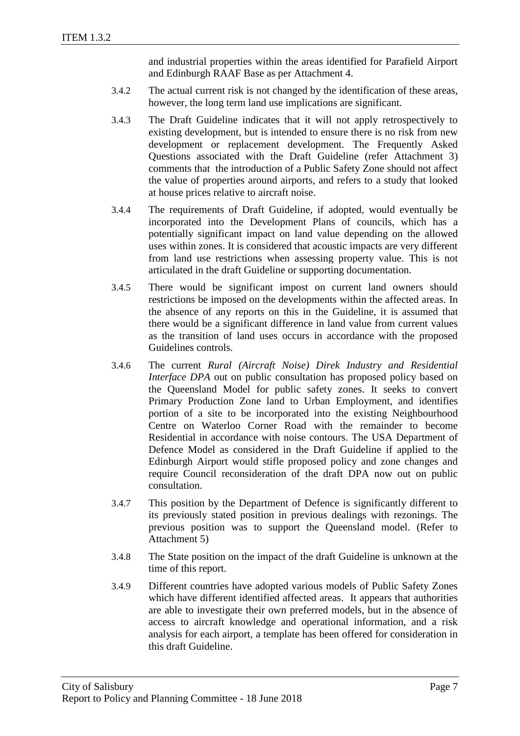and industrial properties within the areas identified for Parafield Airport and Edinburgh RAAF Base as per Attachment 4.

3.4.2 The actual current risk is not changed by the identification of these areas, however, the long term land use implications are significant.

3.4.3 The Draft Guideline indicates that it will not apply retrospectively to existing development, but is intended to ensure there is no risk from new development or replacement development. The Frequently Asked Questions associated with the Draft Guideline (refer Attachment 3) comments that the introduction of a Public Safety Zone should not affect the value of properties around airports, and refers to a study that looked at house prices relative to aircraft noise.

3.4.4 The requirements of Draft Guideline, if adopted, would eventually be incorporated into the Development Plans of councils, which has a potentially significant impact on land value depending on the allowed uses within zones. It is considered that acoustic impacts are very different from land use restrictions when assessing property value. This is not articulated in the draft Guideline or supporting documentation.

3.4.5 There would be significant impost on current land owners should restrictions be imposed on the developments within the affected areas. In the absence of any reports on this in the Guideline, it is assumed that there would be a significant difference in land value from current values as the transition of land uses occurs in accordance with the proposed Guidelines controls.

3.4.6 The current *Rural (Aircraft Noise) Direk Industry and Residential Interface DPA* out on public consultation has proposed policy based on the Queensland Model for public safety zones. It seeks to convert Primary Production Zone land to Urban Employment, and identifies portion of a site to be incorporated into the existing Neighbourhood Centre on Waterloo Corner Road with the remainder to become Residential in accordance with noise contours. The USA Department of Defence Model as considered in the Draft Guideline if applied to the Edinburgh Airport would stifle proposed policy and zone changes and require Council reconsideration of the draft DPA now out on public consultation.

3.4.7 This position by the Department of Defence is significantly different to its previously stated position in previous dealings with rezonings. The previous position was to support the Queensland model. (Refer to Attachment 5)

3.4.8 The State position on the impact of the draft Guideline is unknown at the time of this report.

3.4.9 Different countries have adopted various models of Public Safety Zones which have different identified affected areas. It appears that authorities are able to investigate their own preferred models, but in the absence of access to aircraft knowledge and operational information, and a risk analysis for each airport, a template has been offered for consideration in this draft Guideline.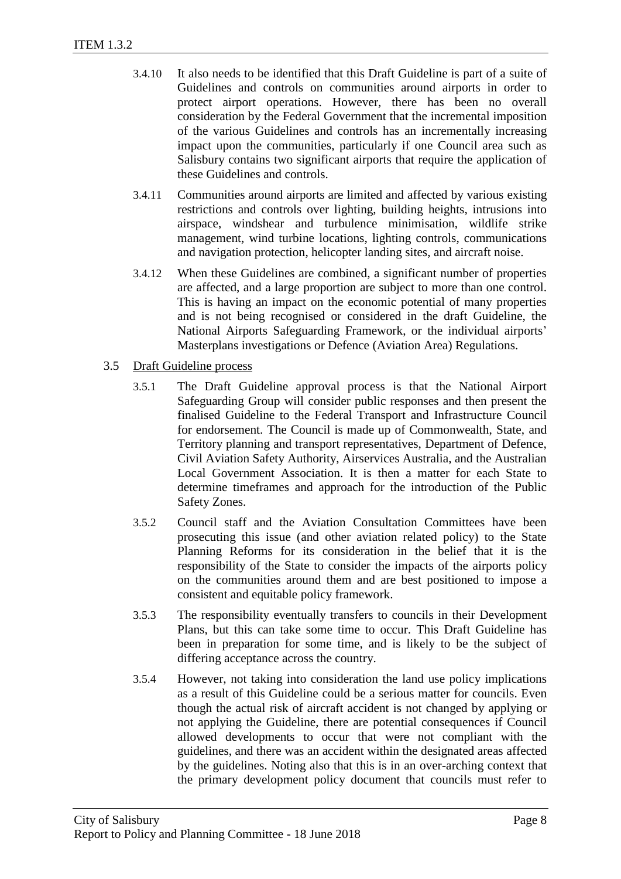3.4.10 It also needs to be identified that this Draft Guideline is part of a suite of Guidelines and controls on communities around airports in order to protect airport operations. However, there has been no overall consideration by the Federal Government that the incremental imposition of the various Guidelines and controls has an incrementally increasing impact upon the communities, particularly if one Council area such as Salisbury contains two significant airports that require the application of these Guidelines and controls.

3.4.11 Communities around airports are limited and affected by various existing restrictions and controls over lighting, building heights, intrusions into airspace, windshear and turbulence minimisation, wildlife strike management, wind turbine locations, lighting controls, communications and navigation protection, helicopter landing sites, and aircraft noise.

3.4.12 When these Guidelines are combined, a significant number of properties are affected, and a large proportion are subject to more than one control. This is having an impact on the economic potential of many properties and is not being recognised or considered in the draft Guideline, the National Airports Safeguarding Framework, or the individual airports' Masterplans investigations or Defence (Aviation Area) Regulations.

3.5 <u>Draft Guideline process</u>

3.5.1 The Draft Guideline approval process is that the National Airport Safeguarding Group will consider public responses and then present the finalised Guideline to the Federal Transport and Infrastructure Council for endorsement. The Council is made up of Commonwealth, State, and Territory planning and transport representatives, Department of Defence, Civil Aviation Safety Authority, Airservices Australia, and the Australian Local Government Association. It is then a matter for each State to determine timeframes and approach for the introduction of the Public Safety Zones.

3.5.2 Council staff and the Aviation Consultation Committees have been prosecuting this issue (and other aviation related policy) to the State Planning Reforms for its consideration in the belief that it is the responsibility of the State to consider the impacts of the airports policy on the communities around them and are best positioned to impose a consistent and equitable policy framework.

3.5.3 The responsibility eventually transfers to councils in their Development Plans, but this can take some time to occur. This Draft Guideline has been in preparation for some time, and is likely to be the subject of differing acceptance across the country.

3.5.4 However, not taking into consideration the land use policy implications as a result of this Guideline could be a serious matter for councils. Even though the actual risk of aircraft accident is not changed by applying or not applying the Guideline, there are potential consequences if Council allowed developments to occur that were not compliant with the guidelines, and there was an accident within the designated areas affected by the guidelines. Noting also that this is in an over-arching context that the primary development policy document that councils must refer to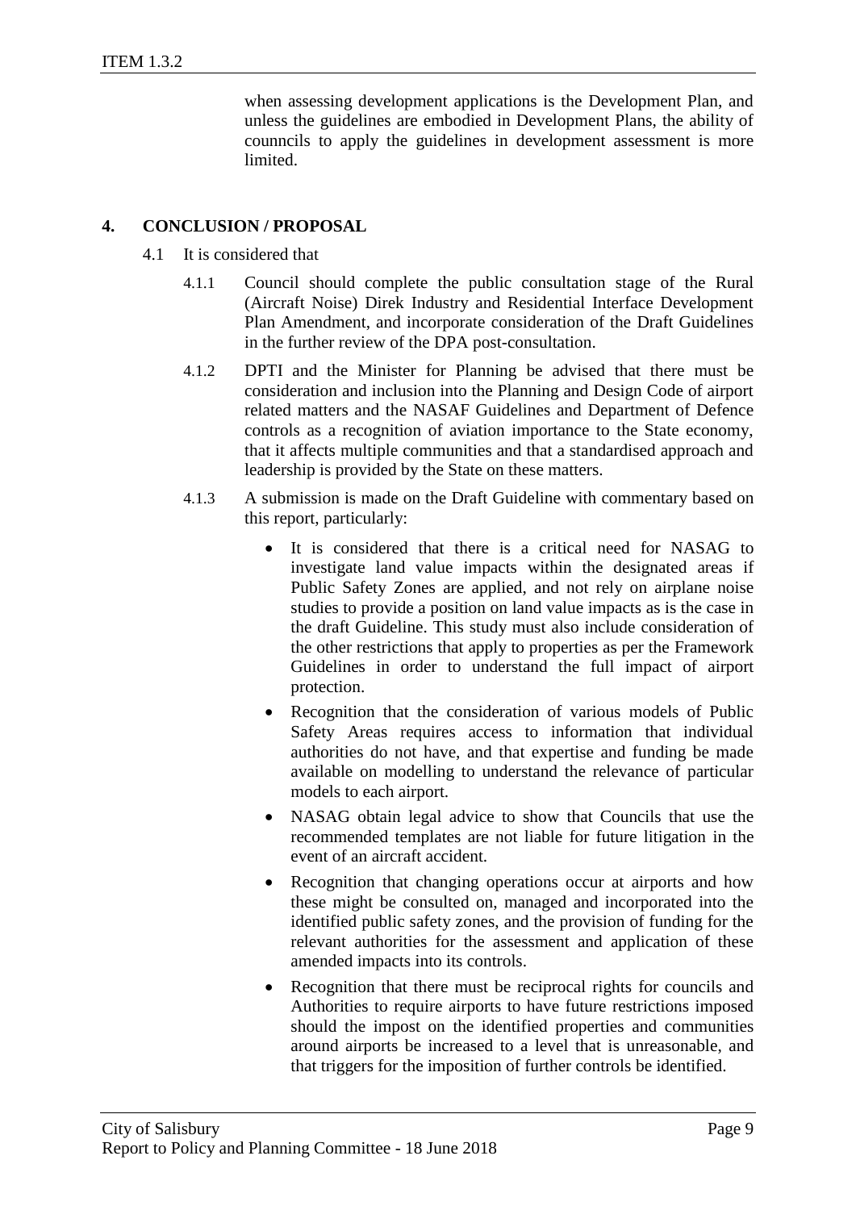when assessing development applications is the Development Plan, and unless the guidelines are embodied in Development Plans, the ability of counncils to apply the guidelines in development assessment is more limited.

## 4. CONCLUSION / PROPOSAL

4.1 It is considered that

4.1.1 Council should complete the public consultation stage of the Rural (Aircraft Noise) Direk Industry and Residential Interface Development Plan Amendment, and incorporate consideration of the Draft Guidelines in the further review of the DPA post-consultation.

4.1.2 DPTI and the Minister for Planning be advised that there must be consideration and inclusion into the Planning and Design Code of airport related matters and the NASAF Guidelines and Department of Defence controls as a recognition of aviation importance to the State economy, that it affects multiple communities and that a standardised approach and leadership is provided by the State on these matters.

4.1.3 A submission is made on the Draft Guideline with commentary based on this report, particularly:

- It is considered that there is a critical need for NASAG to investigate land value impacts within the designated areas if Public Safety Zones are applied, and not rely on airplane noise studies to provide a position on land value impacts as is the case in the draft Guideline. This study must also include consideration of the other restrictions that apply to properties as per the Framework Guidelines in order to understand the full impact of airport protection.
- Recognition that the consideration of various models of Public Safety Areas requires access to information that individual authorities do not have, and that expertise and funding be made available on modelling to understand the relevance of particular models to each airport.
- NASAG obtain legal advice to show that Councils that use the recommended templates are not liable for future litigation in the event of an aircraft accident.
- Recognition that changing operations occur at airports and how these might be consulted on, managed and incorporated into the identified public safety zones, and the provision of funding for the relevant authorities for the assessment and application of these amended impacts into its controls.
- Recognition that there must be reciprocal rights for councils and Authorities to require airports to have future restrictions imposed should the impost on the identified properties and communities around airports be increased to a level that is unreasonable, and that triggers for the imposition of further controls be identified.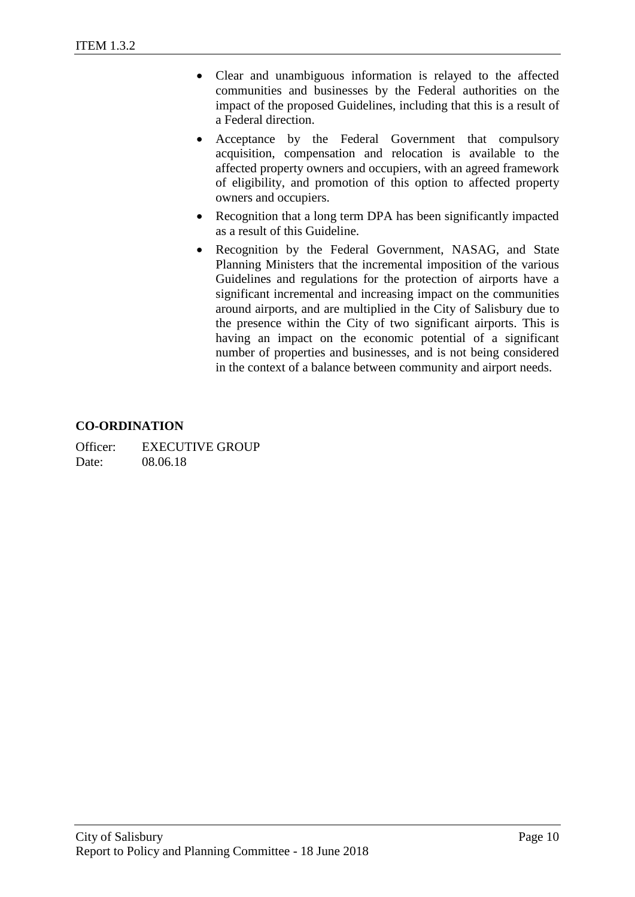- Clear and unambiguous information is relayed to the affected communities and businesses by the Federal authorities on the impact of the proposed Guidelines, including that this is a result of a Federal direction.
- Acceptance by the Federal Government that compulsory acquisition, compensation and relocation is available to the affected property owners and occupiers, with an agreed framework of eligibility, and promotion of this option to affected property owners and occupiers.
- Recognition that a long term DPA has been significantly impacted as a result of this Guideline.
- Recognition by the Federal Government, NASAG, and State Planning Ministers that the incremental imposition of the various Guidelines and regulations for the protection of airports have a significant incremental and increasing impact on the communities around airports, and are multiplied in the City of Salisbury due to the presence within the City of two significant airports. This is having an impact on the economic potential of a significant number of properties and businesses, and is not being considered in the context of a balance between community and airport needs.

**CO-ORDINATION**

Officer: EXECUTIVE GROUP
Date: 08.06.18